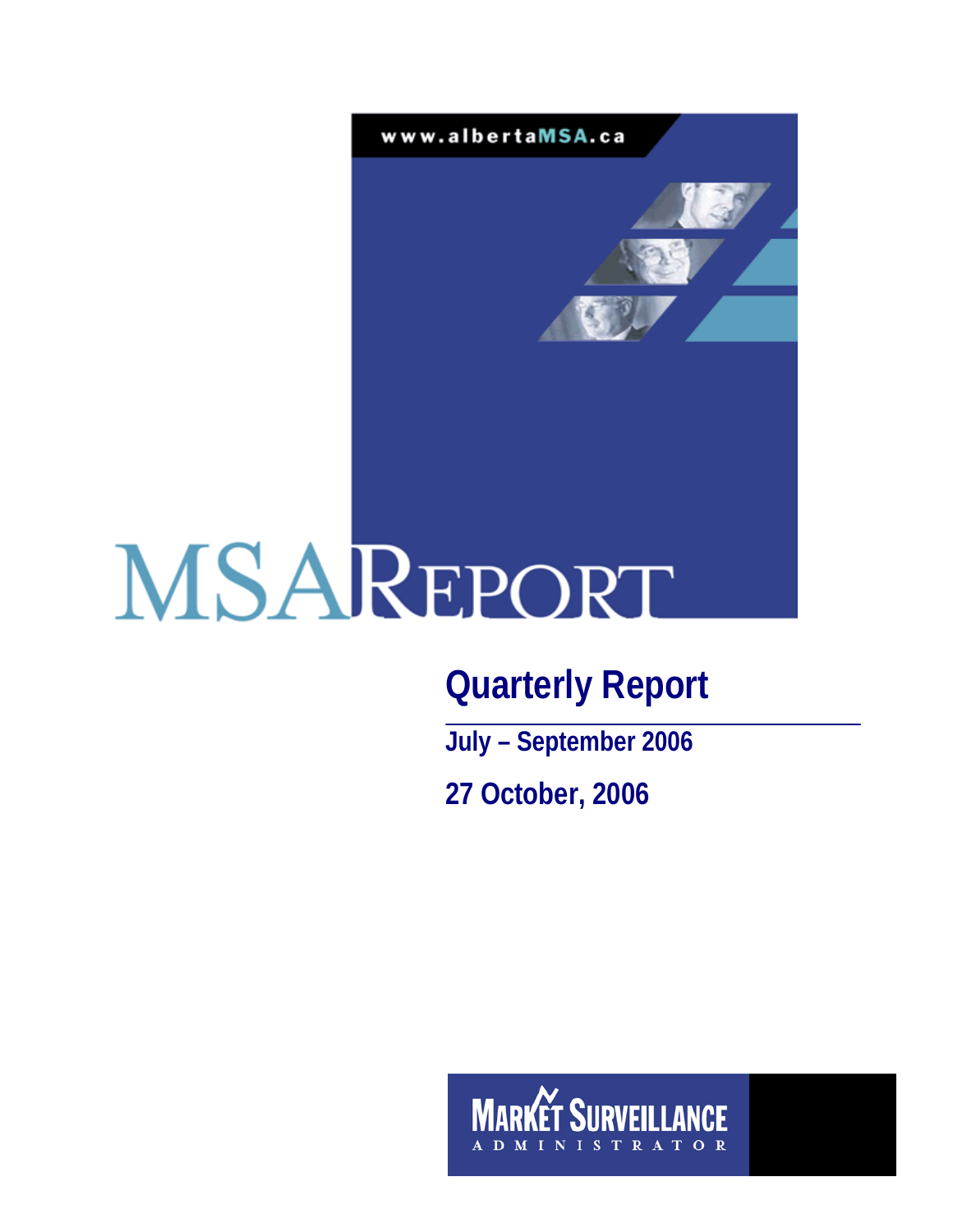www.albertaMSA.ca

# MSA REPORT

## Quarterly Report

**July – September 2006**

**27 October, 2006**

MARKET SURVEILLANCE ADMINISTRATOR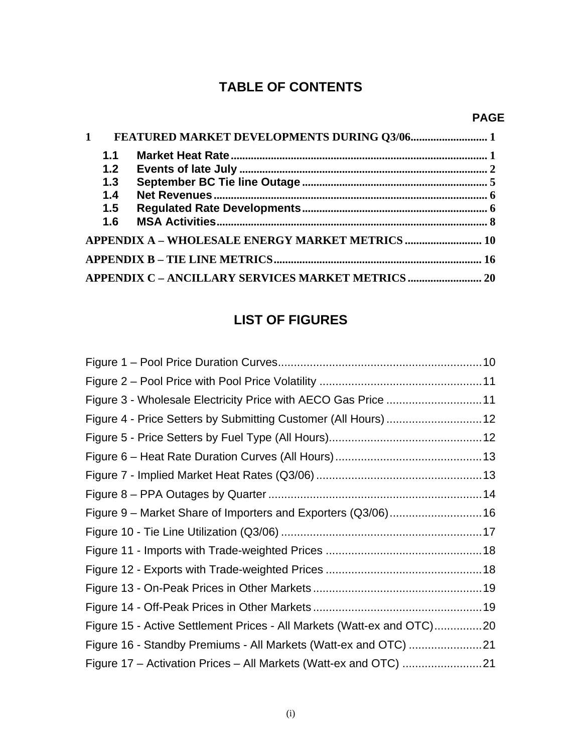## TABLE OF CONTENTS

| | PAGE |
|---|---|
| **1 FEATURED MARKET DEVELOPMENTS DURING Q3/06** | 1 |
| **1.1 Market Heat Rate** | 1 |
| **1.2 Events of late July** | 2 |
| **1.3 September BC Tie line Outage** | 5 |
| **1.4 Net Revenues** | 6 |
| **1.5 Regulated Rate Developments** | 6 |
| **1.6 MSA Activities** | 8 |
| **APPENDIX A – WHOLESALE ENERGY MARKET METRICS** | 10 |
| **APPENDIX B – TIE LINE METRICS** | 16 |
| **APPENDIX C – ANCILLARY SERVICES MARKET METRICS** | 20 |

## LIST OF FIGURES

| | |
|---|---|
| Figure 1 – Pool Price Duration Curves | 10 |
| Figure 2 – Pool Price with Pool Price Volatility | 11 |
| Figure 3 - Wholesale Electricity Price with AECO Gas Price | 11 |
| Figure 4 - Price Setters by Submitting Customer (All Hours) | 12 |
| Figure 5 - Price Setters by Fuel Type (All Hours) | 12 |
| Figure 6 – Heat Rate Duration Curves (All Hours) | 13 |
| Figure 7 - Implied Market Heat Rates (Q3/06) | 13 |
| Figure 8 – PPA Outages by Quarter | 14 |
| Figure 9 – Market Share of Importers and Exporters (Q3/06) | 16 |
| Figure 10 - Tie Line Utilization (Q3/06) | 17 |
| Figure 11 - Imports with Trade-weighted Prices | 18 |
| Figure 12 - Exports with Trade-weighted Prices | 18 |
| Figure 13 - On-Peak Prices in Other Markets | 19 |
| Figure 14 - Off-Peak Prices in Other Markets | 19 |
| Figure 15 - Active Settlement Prices - All Markets (Watt-ex and OTC) | 20 |
| Figure 16 - Standby Premiums - All Markets (Watt-ex and OTC) | 21 |
| Figure 17 – Activation Prices – All Markets (Watt-ex and OTC) | 21 |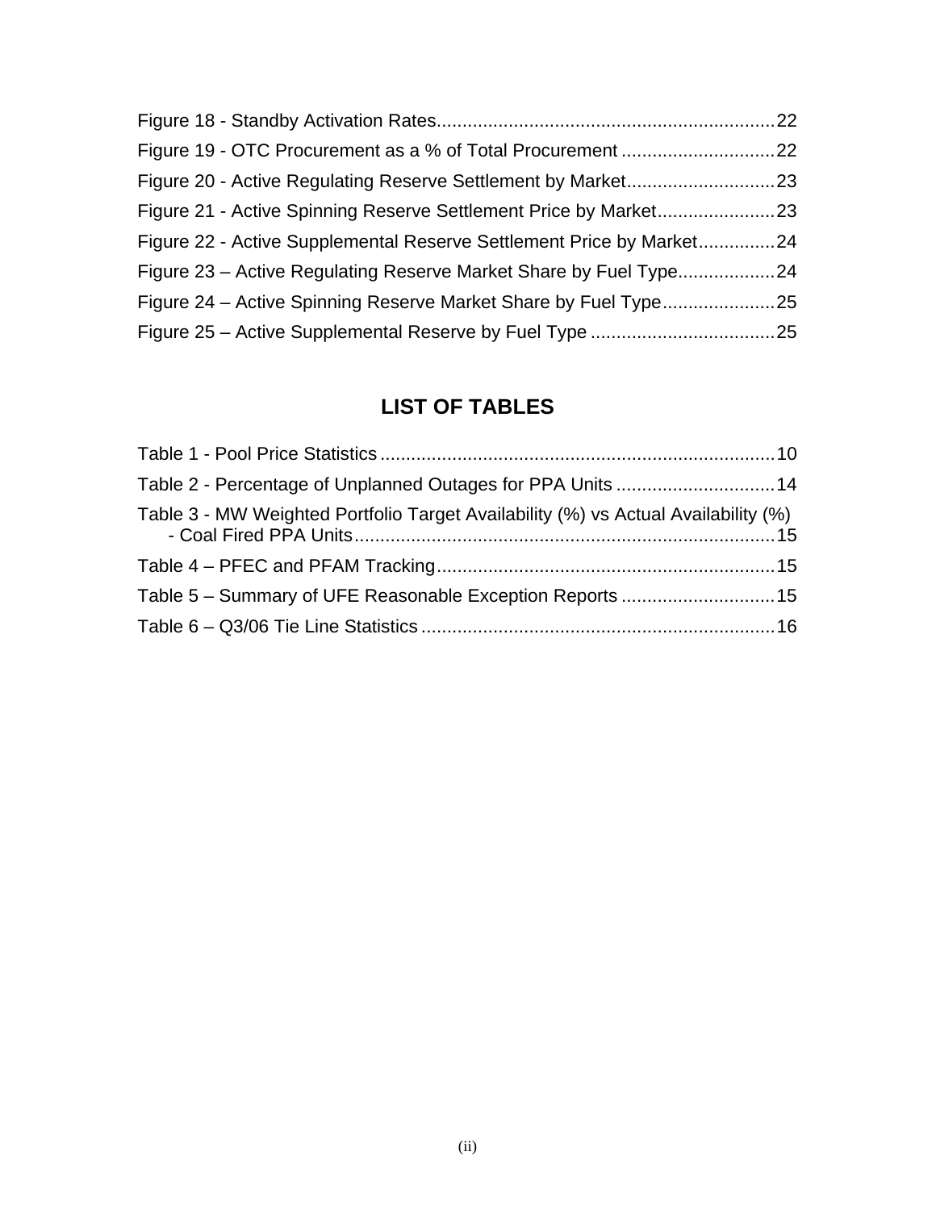Figure 18 - Standby Activation Rates....................................................................22

Figure 19 - OTC Procurement as a % of Total Procurement ..............................22

Figure 20 - Active Regulating Reserve Settlement by Market.............................23

Figure 21 - Active Spinning Reserve Settlement Price by Market.......................23

Figure 22 - Active Supplemental Reserve Settlement Price by Market...............24

Figure 23 – Active Regulating Reserve Market Share by Fuel Type...................24

Figure 24 – Active Spinning Reserve Market Share by Fuel Type......................25

Figure 25 – Active Supplemental Reserve by Fuel Type ....................................25

## LIST OF TABLES

Table 1 - Pool Price Statistics.............................................................................10

Table 2 - Percentage of Unplanned Outages for PPA Units ...............................14

Table 3 - MW Weighted Portfolio Target Availability (%) vs Actual Availability (%) - Coal Fired PPA Units..................................................................................15

Table 4 – PFEC and PFAM Tracking..................................................................15

Table 5 – Summary of UFE Reasonable Exception Reports ..............................15

Table 6 – Q3/06 Tie Line Statistics.....................................................................16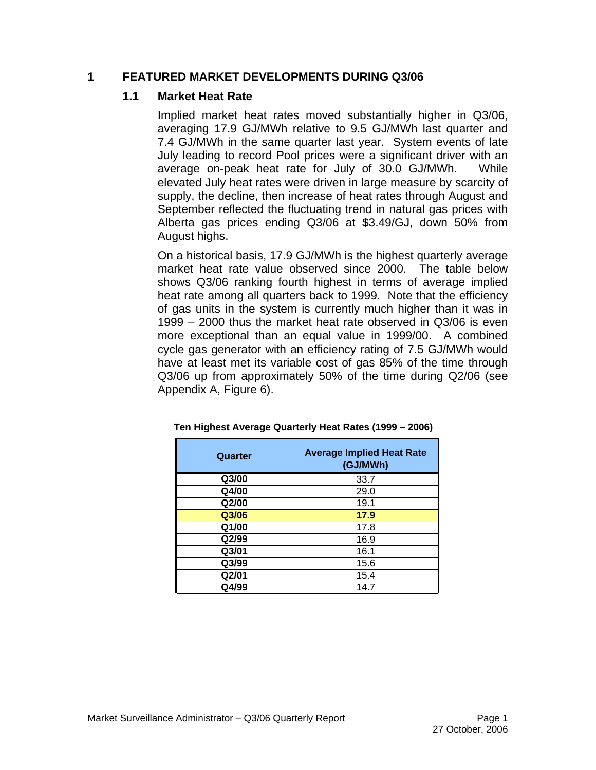# 1 FEATURED MARKET DEVELOPMENTS DURING Q3/06

## 1.1 Market Heat Rate

Implied market heat rates moved substantially higher in Q3/06, averaging 17.9 GJ/MWh relative to 9.5 GJ/MWh last quarter and 7.4 GJ/MWh in the same quarter last year. System events of late July leading to record Pool prices were a significant driver with an average on-peak heat rate for July of 30.0 GJ/MWh. While elevated July heat rates were driven in large measure by scarcity of supply, the decline, then increase of heat rates through August and September reflected the fluctuating trend in natural gas prices with Alberta gas prices ending Q3/06 at $3.49/GJ, down 50% from August highs.

On a historical basis, 17.9 GJ/MWh is the highest quarterly average market heat rate value observed since 2000. The table below shows Q3/06 ranking fourth highest in terms of average implied heat rate among all quarters back to 1999. Note that the efficiency of gas units in the system is currently much higher than it was in 1999 – 2000 thus the market heat rate observed in Q3/06 is even more exceptional than an equal value in 1999/00. A combined cycle gas generator with an efficiency rating of 7.5 GJ/MWh would have at least met its variable cost of gas 85% of the time through Q3/06 up from approximately 50% of the time during Q2/06 (see Appendix A, Figure 6).

**Ten Highest Average Quarterly Heat Rates (1999 – 2006)**

| Quarter | Average Implied Heat Rate (GJ/MWh) |
|---|---|
| **Q3/00** | 33.7 |
| **Q4/00** | 29.0 |
| **Q2/00** | 19.1 |
| **Q3/06** | **17.9** |
| **Q1/00** | 17.8 |
| **Q2/99** | 16.9 |
| **Q3/01** | 16.1 |
| **Q3/99** | 15.6 |
| **Q2/01** | 15.4 |
| **Q4/99** | 14.7 |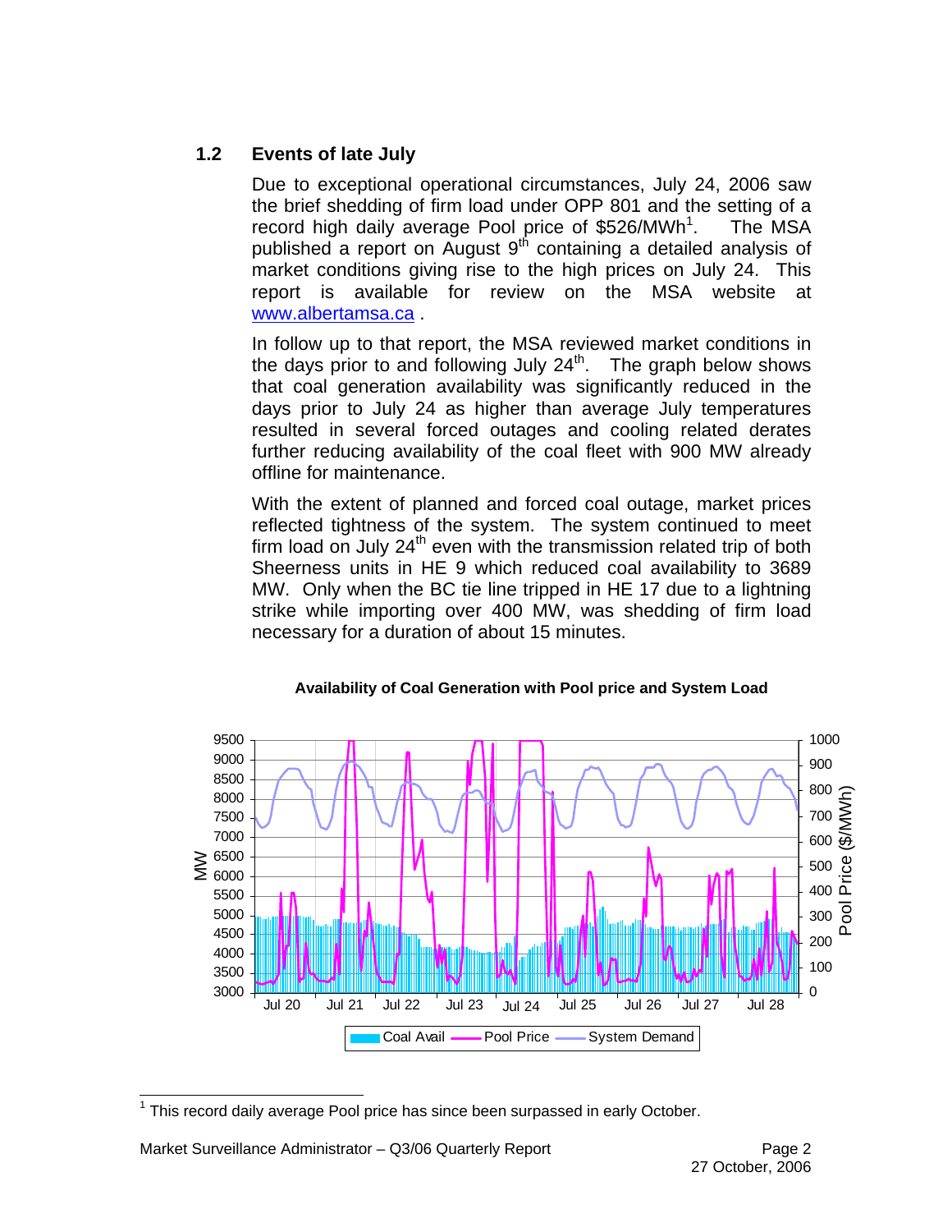## 1.2 Events of late July

Due to exceptional operational circumstances, July 24, 2006 saw the brief shedding of firm load under OPP 801 and the setting of a record high daily average Pool price of $526/MWh[1]. The MSA published a report on August 9th containing a detailed analysis of market conditions giving rise to the high prices on July 24. This report is available for review on the MSA website at www.albertamsa.ca .

In follow up to that report, the MSA reviewed market conditions in the days prior to and following July 24th. The graph below shows that coal generation availability was significantly reduced in the days prior to July 24 as higher than average July temperatures resulted in several forced outages and cooling related derates further reducing availability of the coal fleet with 900 MW already offline for maintenance.

With the extent of planned and forced coal outage, market prices reflected tightness of the system. The system continued to meet firm load on July 24th even with the transmission related trip of both Sheerness units in HE 9 which reduced coal availability to 3689 MW. Only when the BC tie line tripped in HE 17 due to a lightning strike while importing over 400 MW, was shedding of firm load necessary for a duration of about 15 minutes.

**Availability of Coal Generation with Pool price and System Load**

[1] This record daily average Pool price has since been surpassed in early October.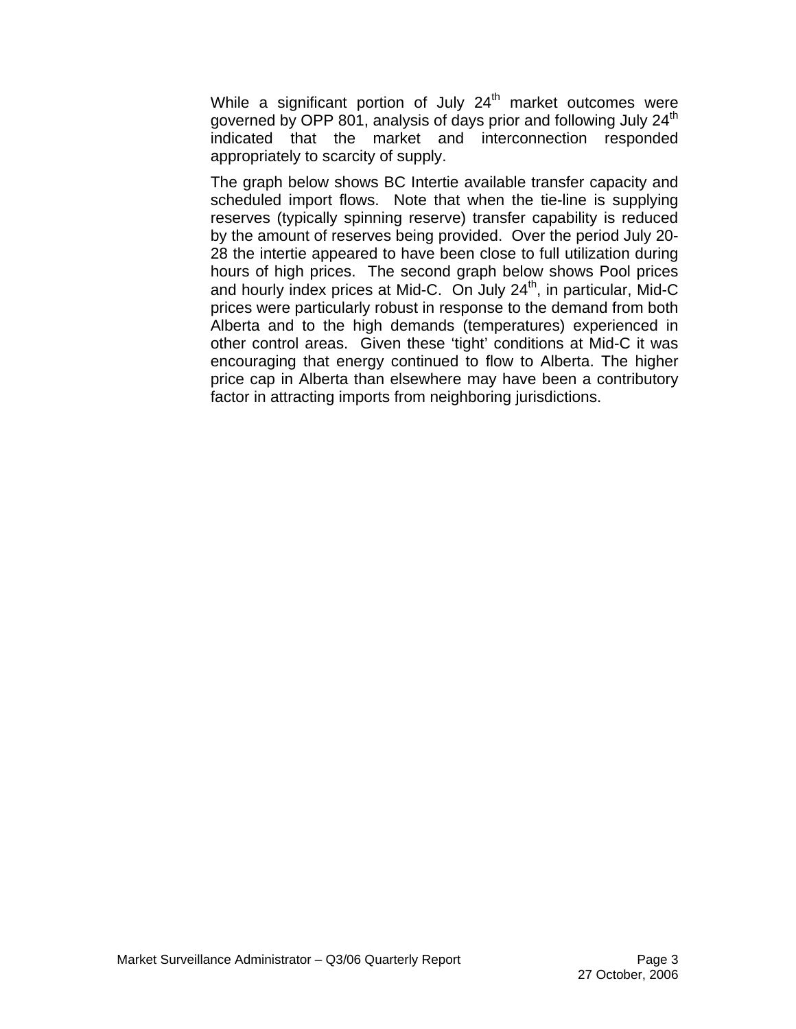While a significant portion of July 24th market outcomes were governed by OPP 801, analysis of days prior and following July 24th indicated that the market and interconnection responded appropriately to scarcity of supply.

The graph below shows BC Intertie available transfer capacity and scheduled import flows. Note that when the tie-line is supplying reserves (typically spinning reserve) transfer capability is reduced by the amount of reserves being provided. Over the period July 20-28 the intertie appeared to have been close to full utilization during hours of high prices. The second graph below shows Pool prices and hourly index prices at Mid-C. On July 24th, in particular, Mid-C prices were particularly robust in response to the demand from both Alberta and to the high demands (temperatures) experienced in other control areas. Given these 'tight' conditions at Mid-C it was encouraging that energy continued to flow to Alberta. The higher price cap in Alberta than elsewhere may have been a contributory factor in attracting imports from neighboring jurisdictions.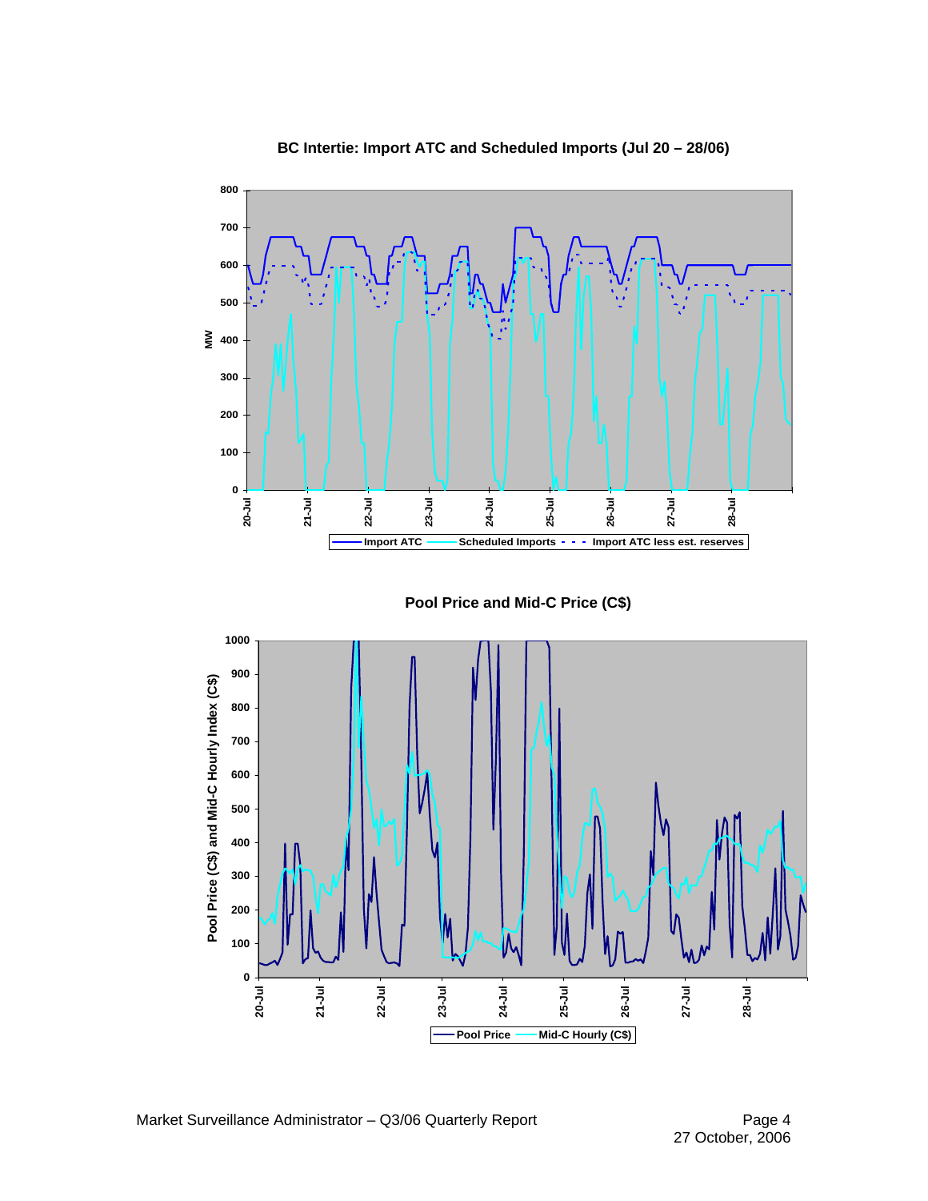**BC Intertie: Import ATC and Scheduled Imports (Jul 20 – 28/06)**

**Pool Price and Mid-C Price (C$)**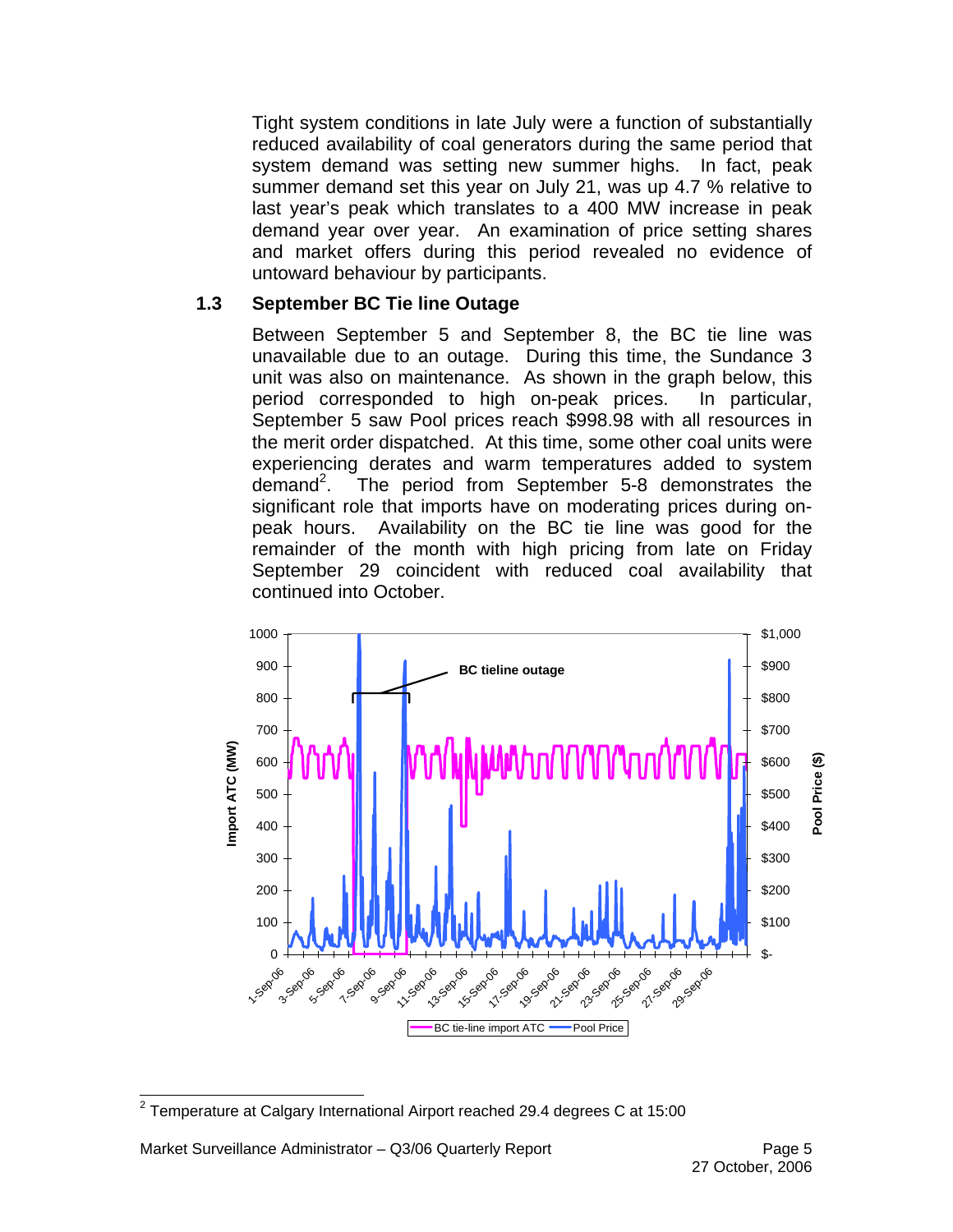Tight system conditions in late July were a function of substantially reduced availability of coal generators during the same period that system demand was setting new summer highs. In fact, peak summer demand set this year on July 21, was up 4.7 % relative to last year's peak which translates to a 400 MW increase in peak demand year over year. An examination of price setting shares and market offers during this period revealed no evidence of untoward behaviour by participants.

### 1.3 September BC Tie line Outage

Between September 5 and September 8, the BC tie line was unavailable due to an outage. During this time, the Sundance 3 unit was also on maintenance. As shown in the graph below, this period corresponded to high on-peak prices. In particular, September 5 saw Pool prices reach $998.98 with all resources in the merit order dispatched. At this time, some other coal units were experiencing derates and warm temperatures added to system demand[2]. The period from September 5-8 demonstrates the significant role that imports have on moderating prices during on-peak hours. Availability on the BC tie line was good for the remainder of the month with high pricing from late on Friday September 29 coincident with reduced coal availability that continued into October.

[2] Temperature at Calgary International Airport reached 29.4 degrees C at 15:00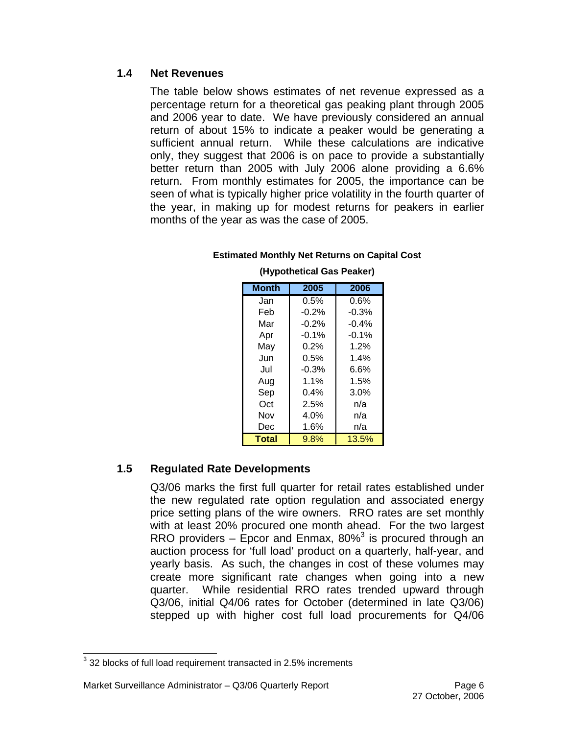### 1.4 Net Revenues

The table below shows estimates of net revenue expressed as a percentage return for a theoretical gas peaking plant through 2005 and 2006 year to date. We have previously considered an annual return of about 15% to indicate a peaker would be generating a sufficient annual return. While these calculations are indicative only, they suggest that 2006 is on pace to provide a substantially better return than 2005 with July 2006 alone providing a 6.6% return. From monthly estimates for 2005, the importance can be seen of what is typically higher price volatility in the fourth quarter of the year, in making up for modest returns for peakers in earlier months of the year as was the case of 2005.

**Estimated Monthly Net Returns on Capital Cost**

**(Hypothetical Gas Peaker)**

| Month | 2005 | 2006 |
|---|---|---|
| Jan | 0.5% | 0.6% |
| Feb | -0.2% | -0.3% |
| Mar | -0.2% | -0.4% |
| Apr | -0.1% | -0.1% |
| May | 0.2% | 1.2% |
| Jun | 0.5% | 1.4% |
| Jul | -0.3% | 6.6% |
| Aug | 1.1% | 1.5% |
| Sep | 0.4% | 3.0% |
| Oct | 2.5% | n/a |
| Nov | 4.0% | n/a |
| Dec | 1.6% | n/a |
| **Total** | 9.8% | 13.5% |

### 1.5 Regulated Rate Developments

Q3/06 marks the first full quarter for retail rates established under the new regulated rate option regulation and associated energy price setting plans of the wire owners. RRO rates are set monthly with at least 20% procured one month ahead. For the two largest RRO providers – Epcor and Enmax, 80%[3] is procured through an auction process for 'full load' product on a quarterly, half-year, and yearly basis. As such, the changes in cost of these volumes may create more significant rate changes when going into a new quarter. While residential RRO rates trended upward through Q3/06, initial Q4/06 rates for October (determined in late Q3/06) stepped up with higher cost full load procurements for Q4/06

[3] 32 blocks of full load requirement transacted in 2.5% increments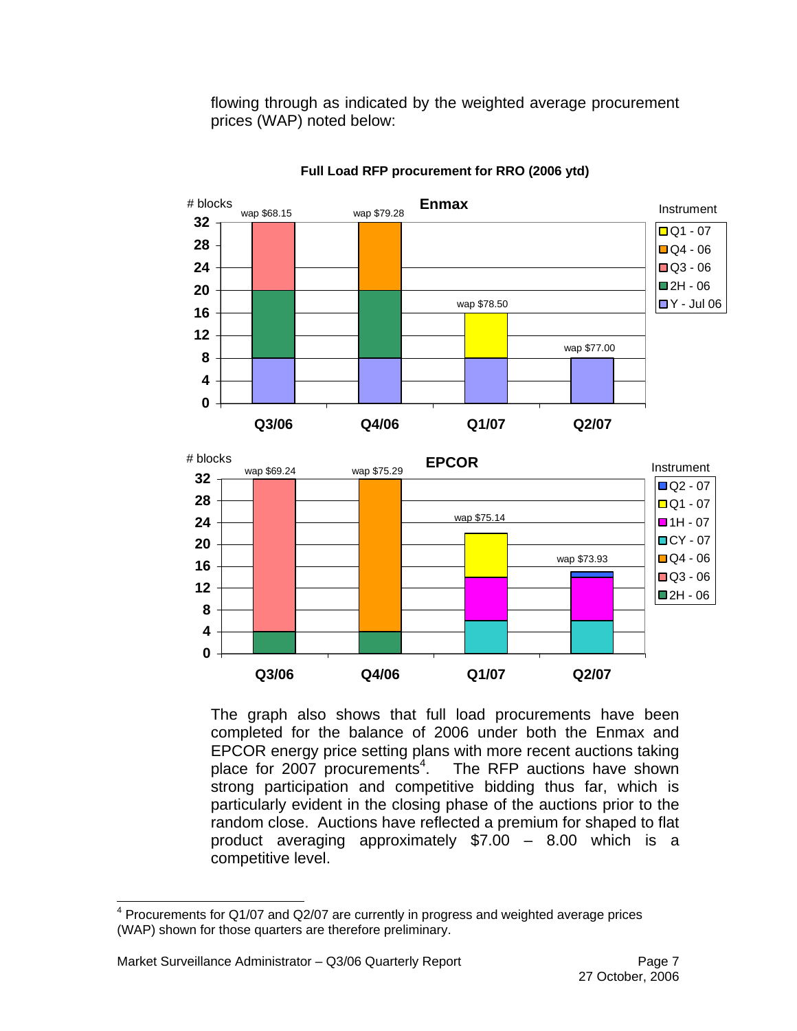flowing through as indicated by the weighted average procurement prices (WAP) noted below:

**Full Load RFP procurement for RRO (2006 ytd)**

The graph also shows that full load procurements have been completed for the balance of 2006 under both the Enmax and EPCOR energy price setting plans with more recent auctions taking place for 2007 procurements[4]. The RFP auctions have shown strong participation and competitive bidding thus far, which is particularly evident in the closing phase of the auctions prior to the random close. Auctions have reflected a premium for shaped to flat product averaging approximately $7.00 – 8.00 which is a competitive level.

[4] Procurements for Q1/07 and Q2/07 are currently in progress and weighted average prices (WAP) shown for those quarters are therefore preliminary.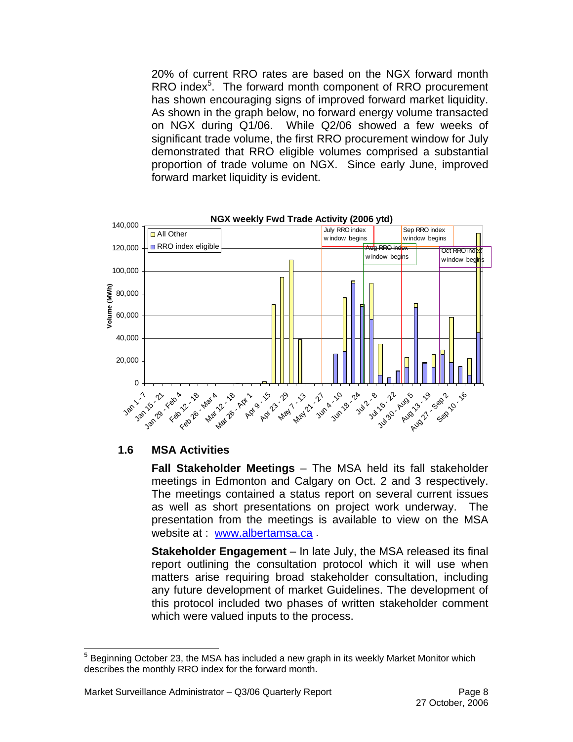20% of current RRO rates are based on the NGX forward month RRO index[5]. The forward month component of RRO procurement has shown encouraging signs of improved forward market liquidity. As shown in the graph below, no forward energy volume transacted on NGX during Q1/06. While Q2/06 showed a few weeks of significant trade volume, the first RRO procurement window for July demonstrated that RRO eligible volumes comprised a substantial proportion of trade volume on NGX. Since early June, improved forward market liquidity is evident.

**NGX weekly Fwd Trade Activity (2006 ytd)**

## 1.6 MSA Activities

**Fall Stakeholder Meetings** – The MSA held its fall stakeholder meetings in Edmonton and Calgary on Oct. 2 and 3 respectively. The meetings contained a status report on several current issues as well as short presentations on project work underway. The presentation from the meetings is available to view on the MSA website at : www.albertamsa.ca .

**Stakeholder Engagement** – In late July, the MSA released its final report outlining the consultation protocol which it will use when matters arise requiring broad stakeholder consultation, including any future development of market Guidelines. The development of this protocol included two phases of written stakeholder comment which were valued inputs to the process.

[5] Beginning October 23, the MSA has included a new graph in its weekly Market Monitor which describes the monthly RRO index for the forward month.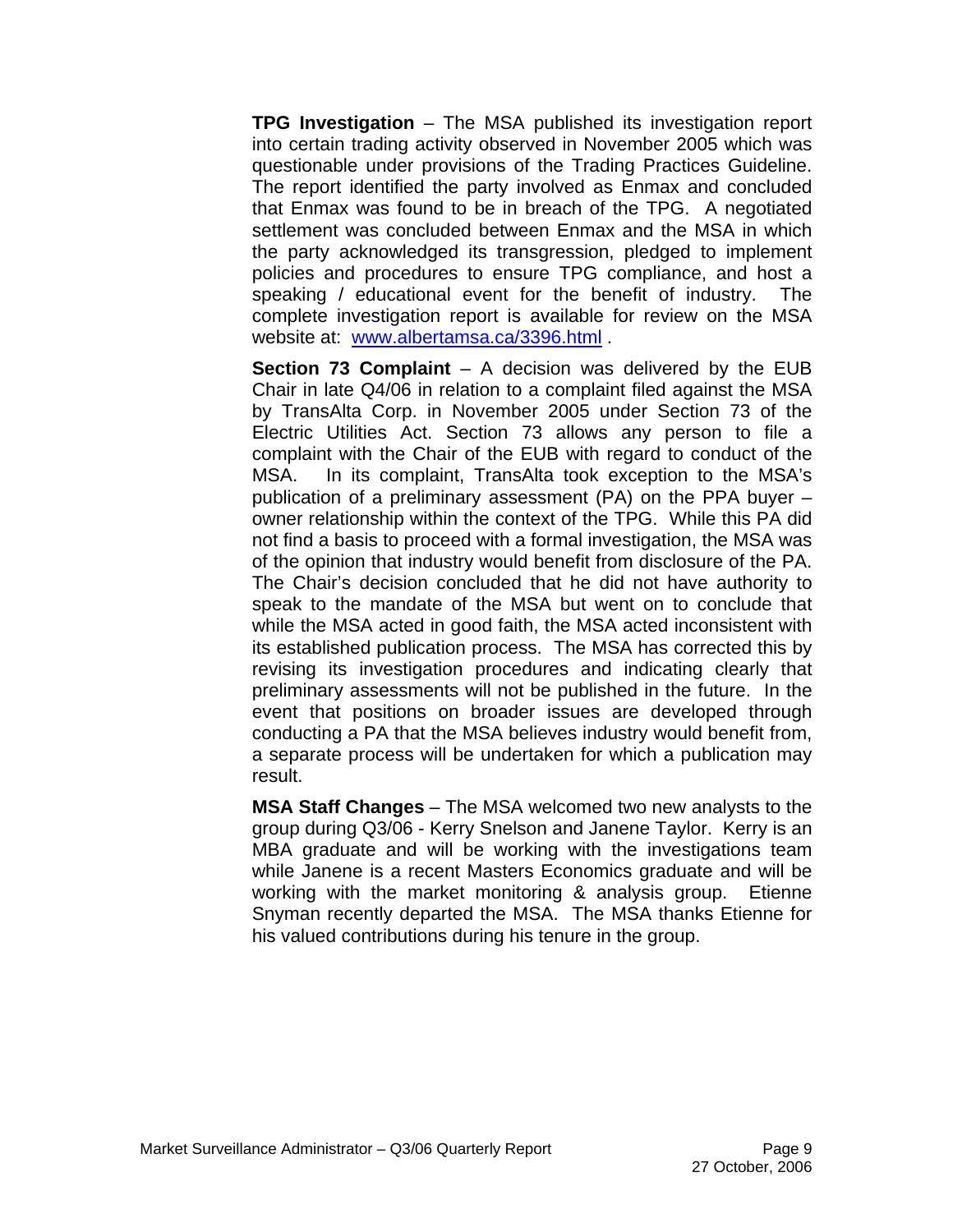**TPG Investigation** – The MSA published its investigation report into certain trading activity observed in November 2005 which was questionable under provisions of the Trading Practices Guideline. The report identified the party involved as Enmax and concluded that Enmax was found to be in breach of the TPG. A negotiated settlement was concluded between Enmax and the MSA in which the party acknowledged its transgression, pledged to implement policies and procedures to ensure TPG compliance, and host a speaking / educational event for the benefit of industry. The complete investigation report is available for review on the MSA website at: [www.albertamsa.ca/3396.html](www.albertamsa.ca/3396.html) .

**Section 73 Complaint** – A decision was delivered by the EUB Chair in late Q4/06 in relation to a complaint filed against the MSA by TransAlta Corp. in November 2005 under Section 73 of the Electric Utilities Act. Section 73 allows any person to file a complaint with the Chair of the EUB with regard to conduct of the MSA. In its complaint, TransAlta took exception to the MSA's publication of a preliminary assessment (PA) on the PPA buyer – owner relationship within the context of the TPG. While this PA did not find a basis to proceed with a formal investigation, the MSA was of the opinion that industry would benefit from disclosure of the PA. The Chair's decision concluded that he did not have authority to speak to the mandate of the MSA but went on to conclude that while the MSA acted in good faith, the MSA acted inconsistent with its established publication process. The MSA has corrected this by revising its investigation procedures and indicating clearly that preliminary assessments will not be published in the future. In the event that positions on broader issues are developed through conducting a PA that the MSA believes industry would benefit from, a separate process will be undertaken for which a publication may result.

**MSA Staff Changes** – The MSA welcomed two new analysts to the group during Q3/06 - Kerry Snelson and Janene Taylor. Kerry is an MBA graduate and will be working with the investigations team while Janene is a recent Masters Economics graduate and will be working with the market monitoring & analysis group. Etienne Snyman recently departed the MSA. The MSA thanks Etienne for his valued contributions during his tenure in the group.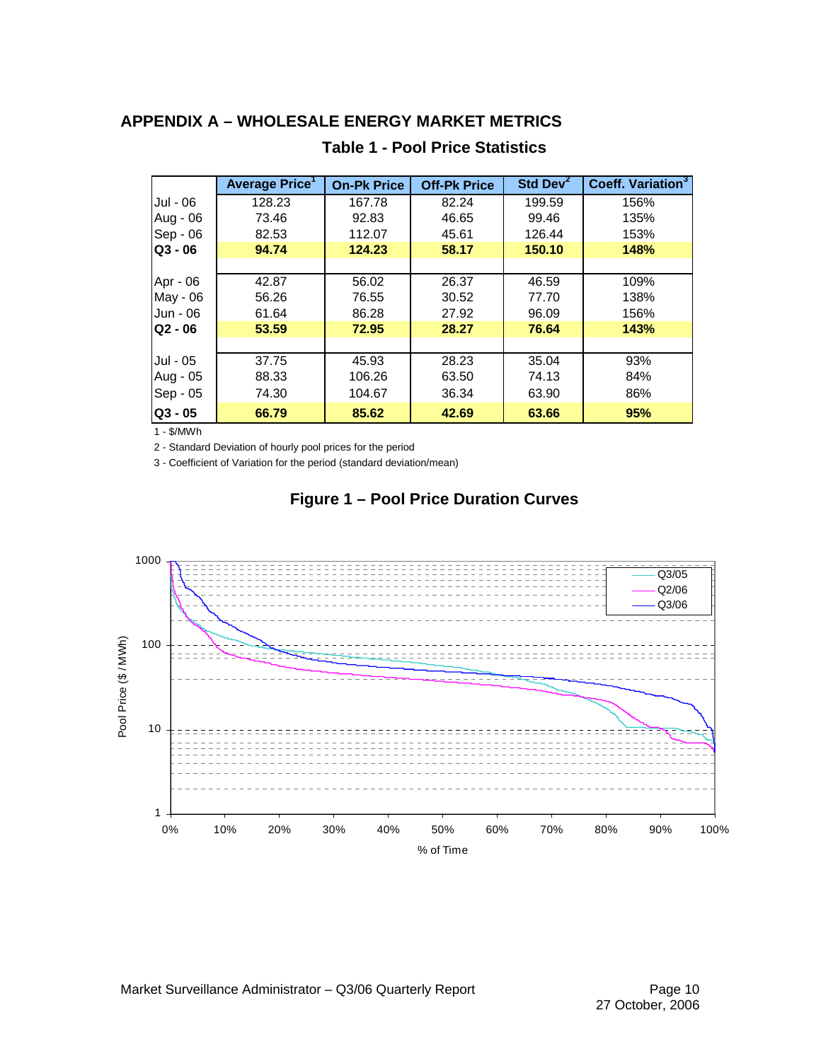## APPENDIX A – WHOLESALE ENERGY MARKET METRICS

### Table 1 - Pool Price Statistics

| | Average Price[1] | On-Pk Price | Off-Pk Price | Std Dev[2] | Coeff. Variation[3] |
|---|---|---|---|---|---|
| Jul - 06 | 128.23 | 167.78 | 82.24 | 199.59 | 156% |
| Aug - 06 | 73.46 | 92.83 | 46.65 | 99.46 | 135% |
| Sep - 06 | 82.53 | 112.07 | 45.61 | 126.44 | 153% |
| **Q3 - 06** | **94.74** | **124.23** | **58.17** | **150.10** | **148%** |
| | | | | | |
| Apr - 06 | 42.87 | 56.02 | 26.37 | 46.59 | 109% |
| May - 06 | 56.26 | 76.55 | 30.52 | 77.70 | 138% |
| Jun - 06 | 61.64 | 86.28 | 27.92 | 96.09 | 156% |
| **Q2 - 06** | **53.59** | **72.95** | **28.27** | **76.64** | **143%** |
| | | | | | |
| Jul - 05 | 37.75 | 45.93 | 28.23 | 35.04 | 93% |
| Aug - 05 | 88.33 | 106.26 | 63.50 | 74.13 | 84% |
| Sep - 05 | 74.30 | 104.67 | 36.34 | 63.90 | 86% |
| **Q3 - 05** | **66.79** | **85.62** | **42.69** | **63.66** | **95%** |

1 - $/MWh

2 - Standard Deviation of hourly pool prices for the period

3 - Coefficient of Variation for the period (standard deviation/mean)

### Figure 1 – Pool Price Duration Curves

[Chart: Pool Price ($ / MWh), log scale 1 to 1000, vs % of Time, 0% to 100%; series Q3/05, Q2/06, Q3/06]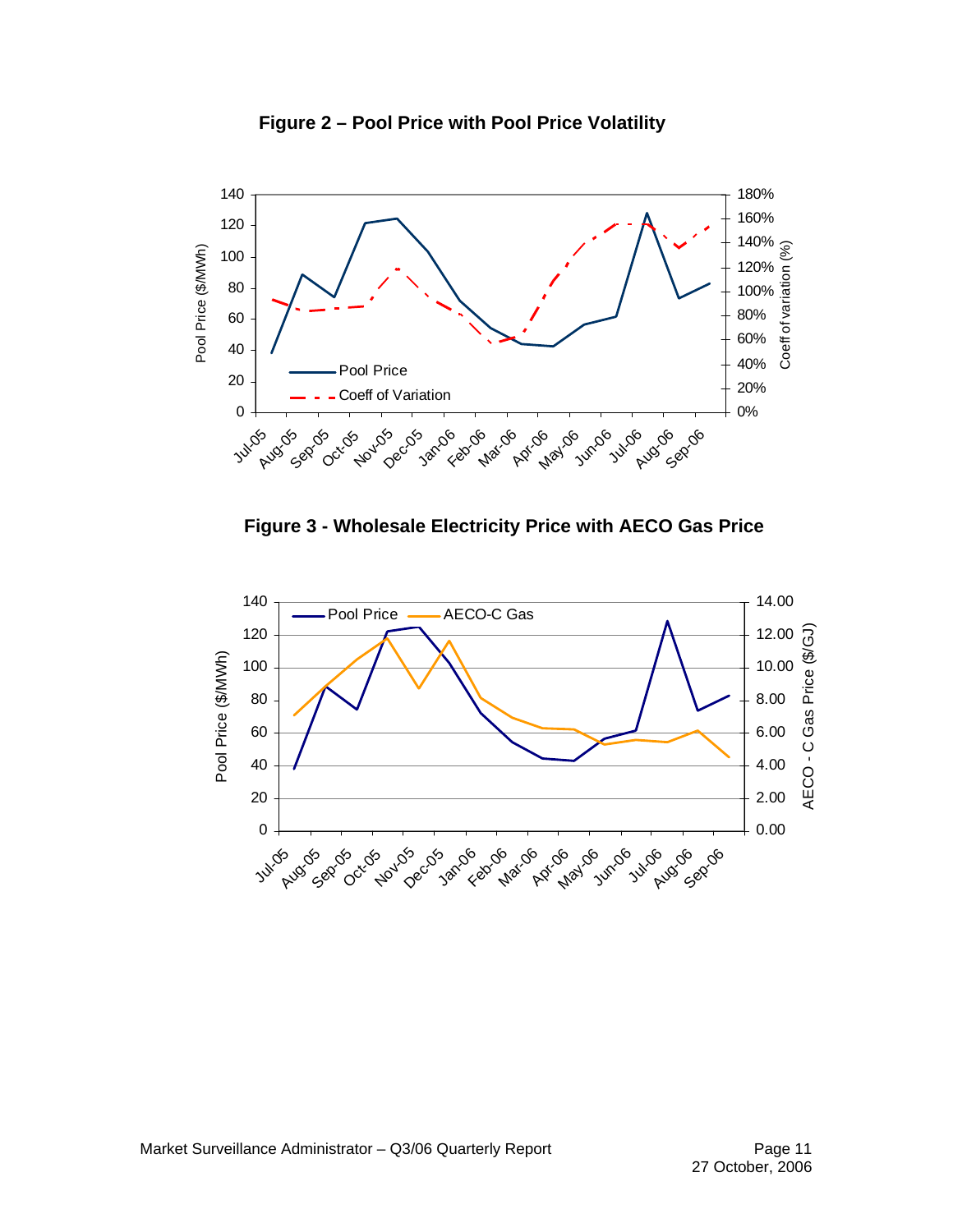**Figure 2 – Pool Price with Pool Price Volatility**

**Figure 3 - Wholesale Electricity Price with AECO Gas Price**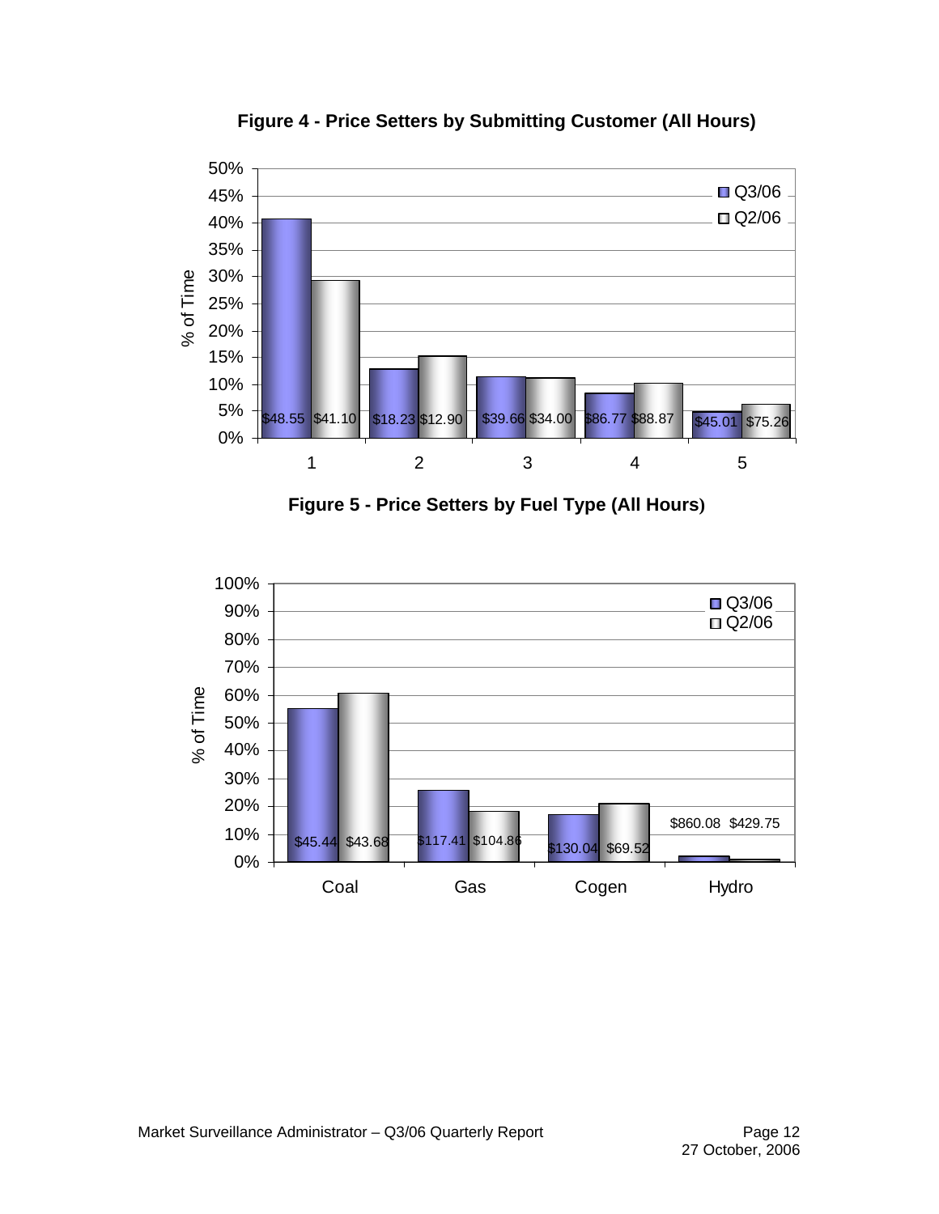**Figure 4 - Price Setters by Submitting Customer (All Hours)**

| Customer | Q3/06 (% of Time) | Q3/06 Price | Q2/06 (% of Time) | Q2/06 Price |
|---|---|---|---|---|
| 1 | ~41% | $48.55 | ~29% | $41.10 |
| 2 | ~13% | $18.23 | ~15% | $12.90 |
| 3 | ~11% | $39.66 | ~11% | $34.00 |
| 4 | ~8% | $86.77 | ~10% | $88.87 |
| 5 | ~5% | $45.01 | ~6% | $75.26 |

**Figure 5 - Price Setters by Fuel Type (All Hours)**

| Fuel Type | Q3/06 (% of Time) | Q3/06 Price | Q2/06 (% of Time) | Q2/06 Price |
|---|---|---|---|---|
| Coal | ~55% | $45.44 | ~61% | $43.68 |
| Gas | ~26% | $117.41 | ~18% | $104.86 |
| Cogen | ~17% | $130.04 | ~21% | $69.52 |
| Hydro | ~2% | $860.08 | ~1% | $429.75 |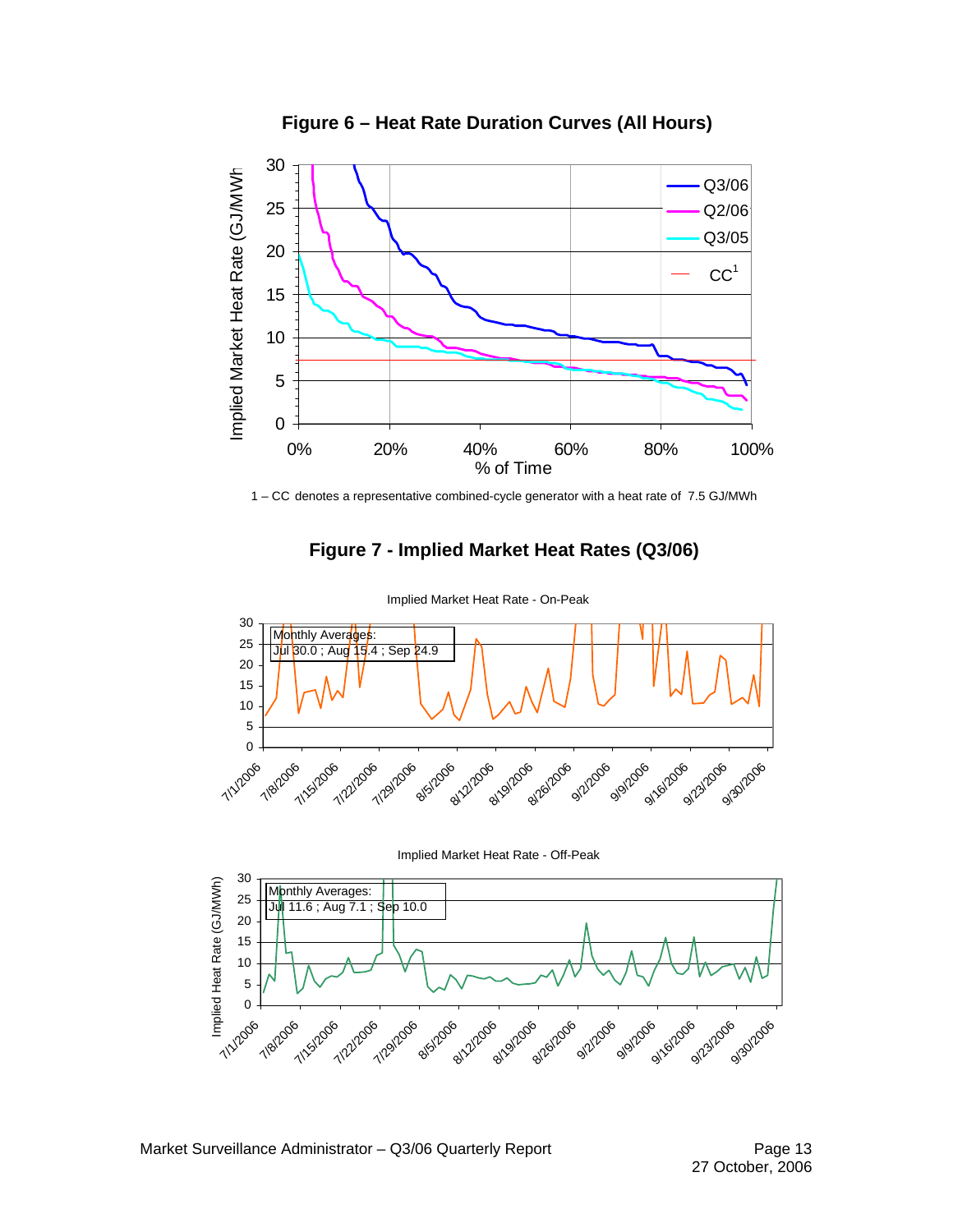## Figure 6 – Heat Rate Duration Curves (All Hours)

1 – CC denotes a representative combined-cycle generator with a heat rate of 7.5 GJ/MWh

## Figure 7 - Implied Market Heat Rates (Q3/06)

Implied Market Heat Rate - On-Peak

Monthly Averages:
Jul 30.0 ; Aug 15.4 ; Sep 24.9

Implied Market Heat Rate - Off-Peak

Monthly Averages:
Jul 11.6 ; Aug 7.1 ; Sep 10.0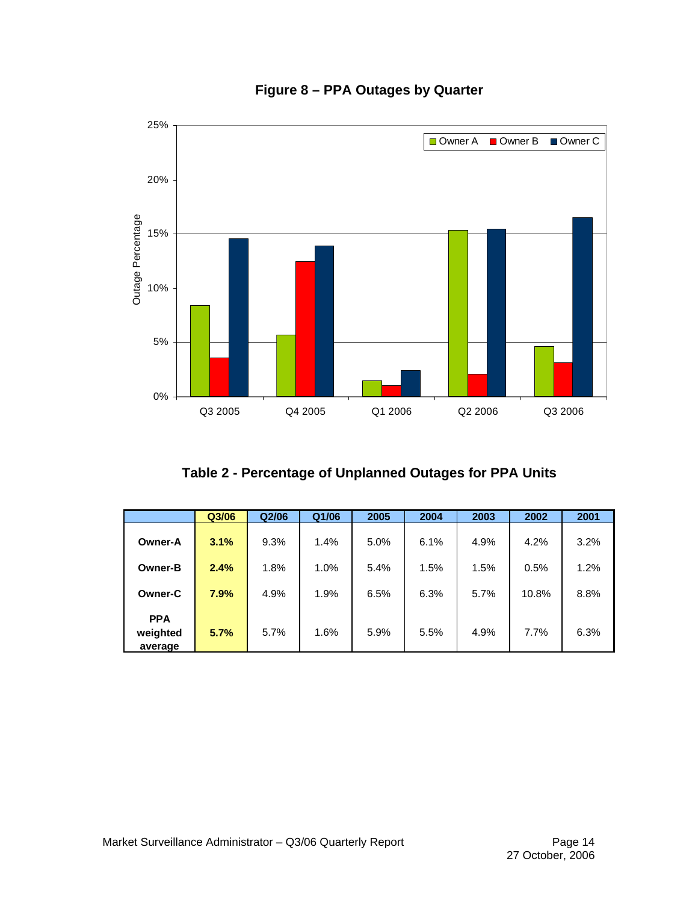**Figure 8 – PPA Outages by Quarter**

**Table 2 - Percentage of Unplanned Outages for PPA Units**

| | Q3/06 | Q2/06 | Q1/06 | 2005 | 2004 | 2003 | 2002 | 2001 |
|---|---|---|---|---|---|---|---|---|
| **Owner-A** | **3.1%** | 9.3% | 1.4% | 5.0% | 6.1% | 4.9% | 4.2% | 3.2% |
| **Owner-B** | **2.4%** | 1.8% | 1.0% | 5.4% | 1.5% | 1.5% | 0.5% | 1.2% |
| **Owner-C** | **7.9%** | 4.9% | 1.9% | 6.5% | 6.3% | 5.7% | 10.8% | 8.8% |
| **PPA weighted average** | **5.7%** | 5.7% | 1.6% | 5.9% | 5.5% | 4.9% | 7.7% | 6.3% |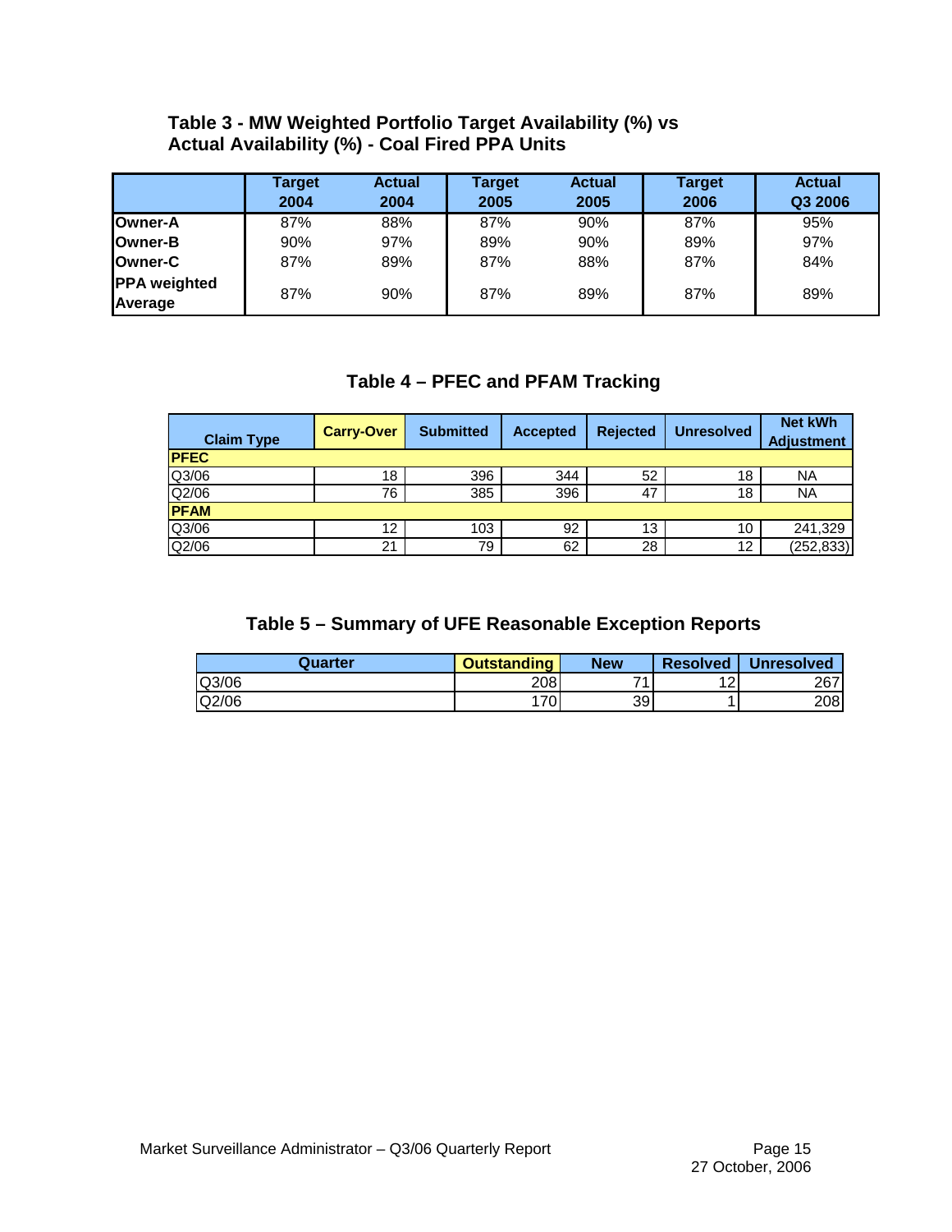### Table 3 - MW Weighted Portfolio Target Availability (%) vs Actual Availability (%) - Coal Fired PPA Units

| | Target 2004 | Actual 2004 | Target 2005 | Actual 2005 | Target 2006 | Actual Q3 2006 |
|---|---|---|---|---|---|---|
| **Owner-A** | 87% | 88% | 87% | 90% | 87% | 95% |
| **Owner-B** | 90% | 97% | 89% | 90% | 89% | 97% |
| **Owner-C** | 87% | 89% | 87% | 88% | 87% | 84% |
| **PPA weighted Average** | 87% | 90% | 87% | 89% | 87% | 89% |

### Table 4 – PFEC and PFAM Tracking

| Claim Type | Carry-Over | Submitted | Accepted | Rejected | Unresolved | Net kWh Adjustment |
|---|---|---|---|---|---|---|
| **PFEC** | | | | | | |
| Q3/06 | 18 | 396 | 344 | 52 | 18 | NA |
| Q2/06 | 76 | 385 | 396 | 47 | 18 | NA |
| **PFAM** | | | | | | |
| Q3/06 | 12 | 103 | 92 | 13 | 10 | 241,329 |
| Q2/06 | 21 | 79 | 62 | 28 | 12 | (252,833) |

### Table 5 – Summary of UFE Reasonable Exception Reports

| Quarter | Outstanding | New | Resolved | Unresolved |
|---|---|---|---|---|
| Q3/06 | 208 | 71 | 12 | 267 |
| Q2/06 | 170 | 39 | 1 | 208 |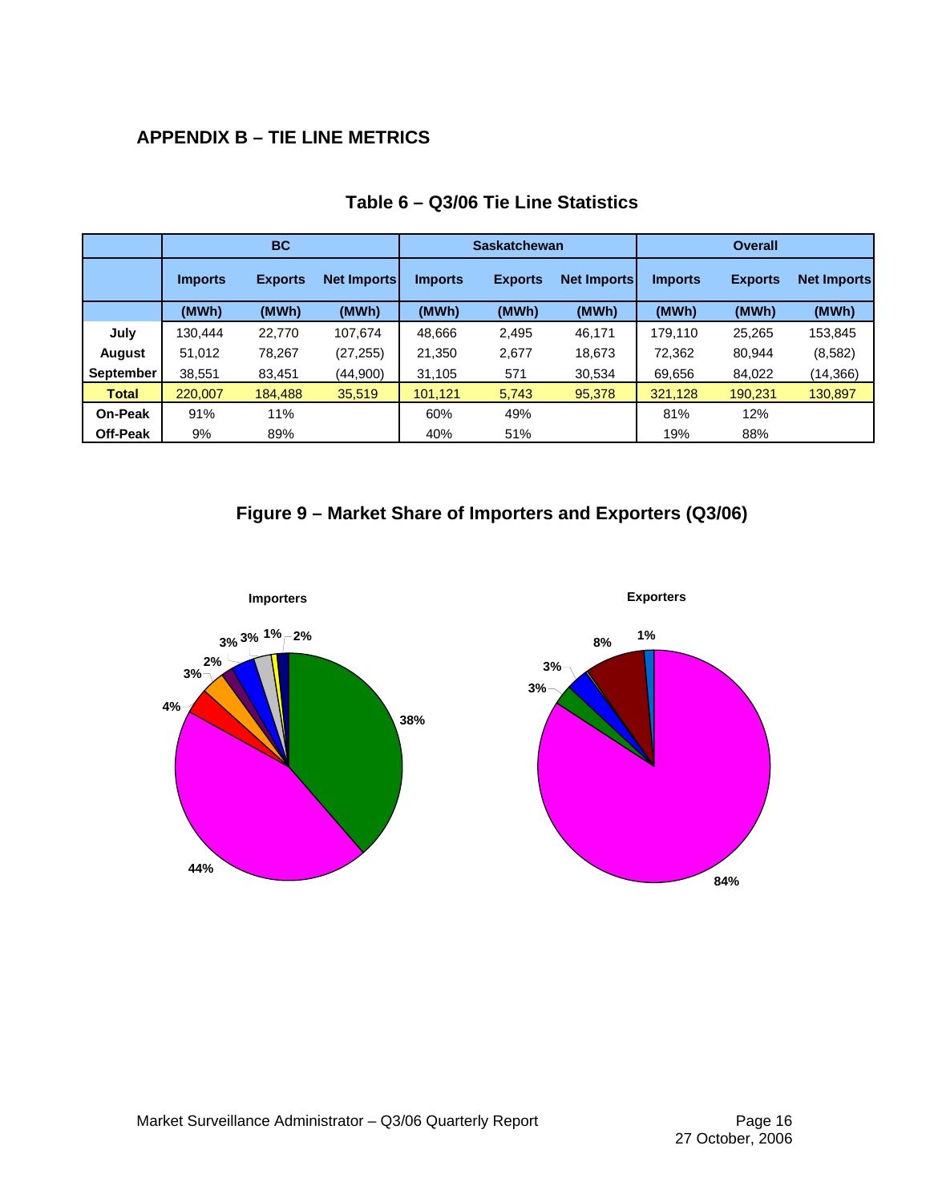## APPENDIX B – TIE LINE METRICS

**Table 6 – Q3/06 Tie Line Statistics**

| | BC | | | Saskatchewan | | | Overall | | |
|---|---|---|---|---|---|---|---|---|---|
| | Imports | Exports | Net Imports | Imports | Exports | Net Imports | Imports | Exports | Net Imports |
| | (MWh) | (MWh) | (MWh) | (MWh) | (MWh) | (MWh) | (MWh) | (MWh) | (MWh) |
| **July** | 130,444 | 22,770 | 107,674 | 48,666 | 2,495 | 46,171 | 179,110 | 25,265 | 153,845 |
| **August** | 51,012 | 78,267 | (27,255) | 21,350 | 2,677 | 18,673 | 72,362 | 80,944 | (8,582) |
| **September** | 38,551 | 83,451 | (44,900) | 31,105 | 571 | 30,534 | 69,656 | 84,022 | (14,366) |
| **Total** | 220,007 | 184,488 | 35,519 | 101,121 | 5,743 | 95,378 | 321,128 | 190,231 | 130,897 |
| **On-Peak** | 91% | 11% | | 60% | 49% | | 81% | 12% | |
| **Off-Peak** | 9% | 89% | | 40% | 51% | | 19% | 88% | |

**Figure 9 – Market Share of Importers and Exporters (Q3/06)**

**Importers**: 38%, 44%, 4%, 3%, 2%, 3%, 3%, 1%, 2%

**Exporters**: 84%, 3%, 3%, 8%, 1%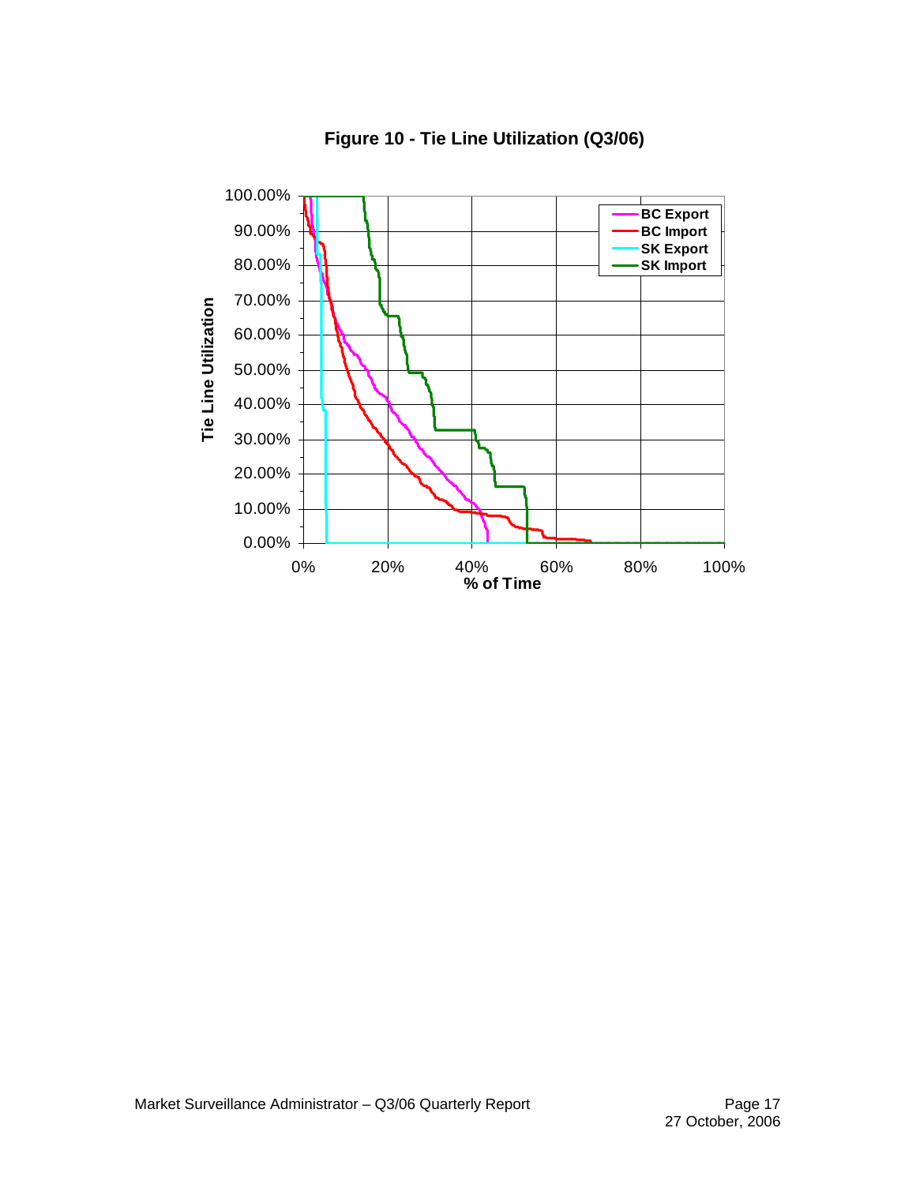**Figure 10 - Tie Line Utilization (Q3/06)**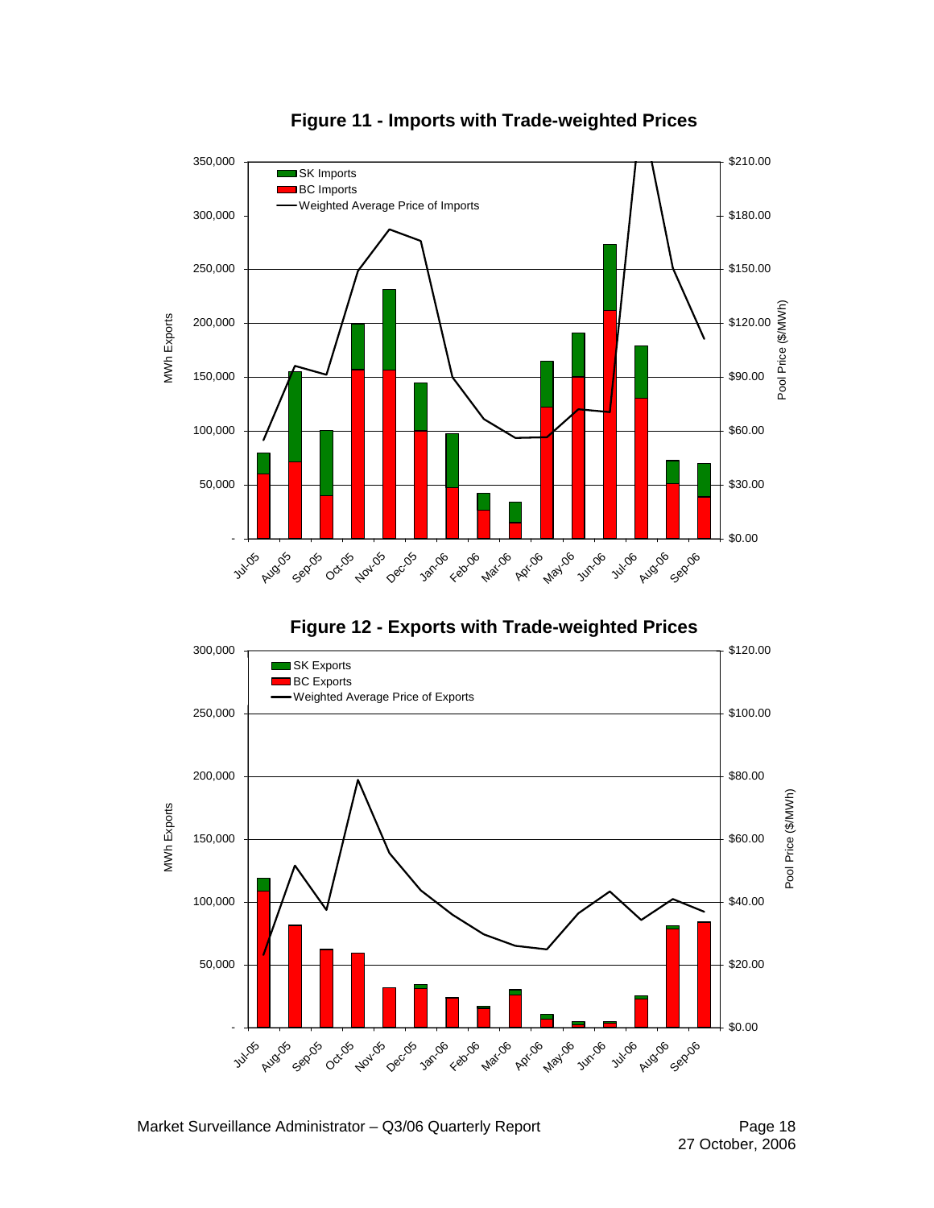**Figure 11 - Imports with Trade-weighted Prices**

**Figure 12 - Exports with Trade-weighted Prices**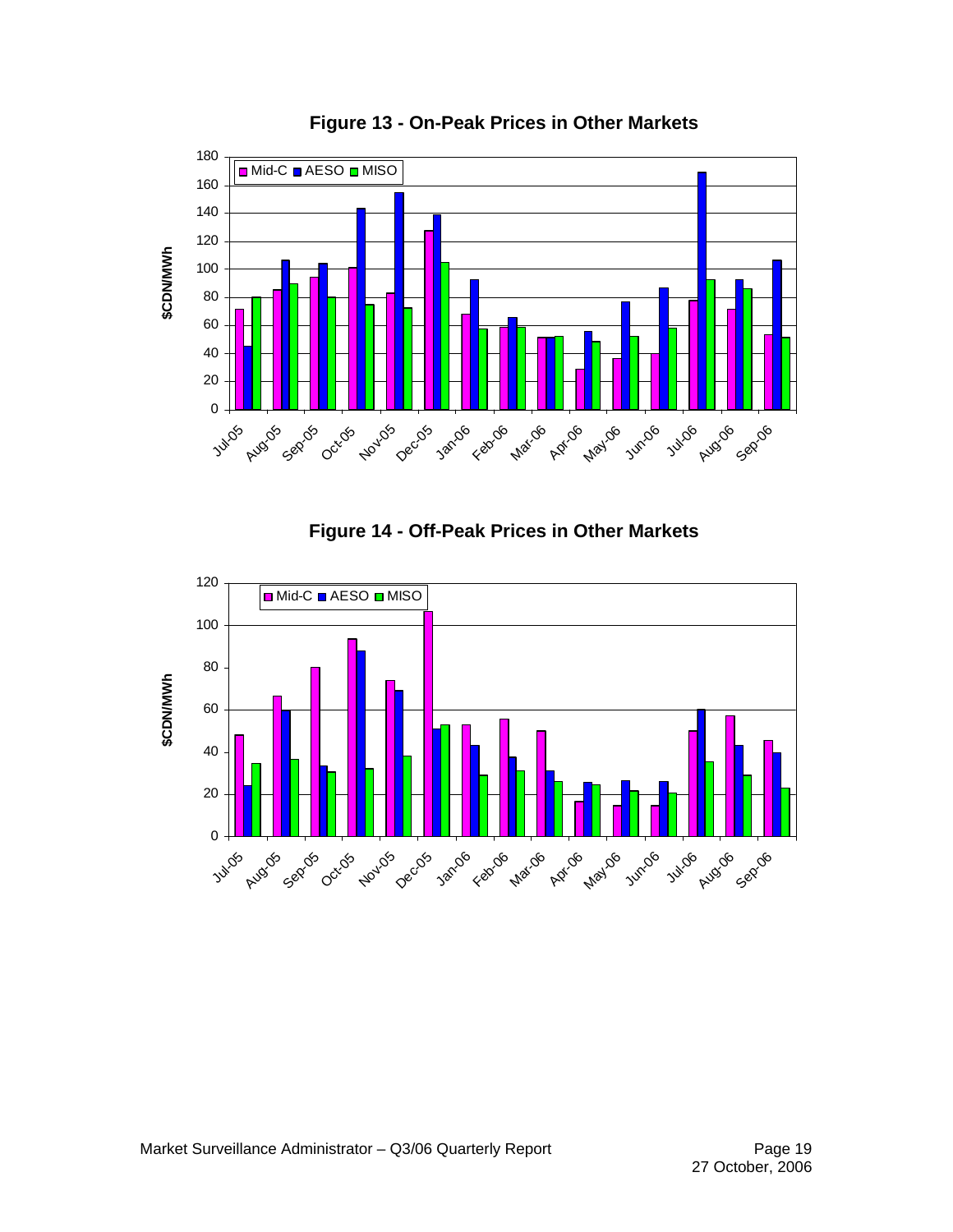**Figure 13 - On-Peak Prices in Other Markets**

**Figure 14 - Off-Peak Prices in Other Markets**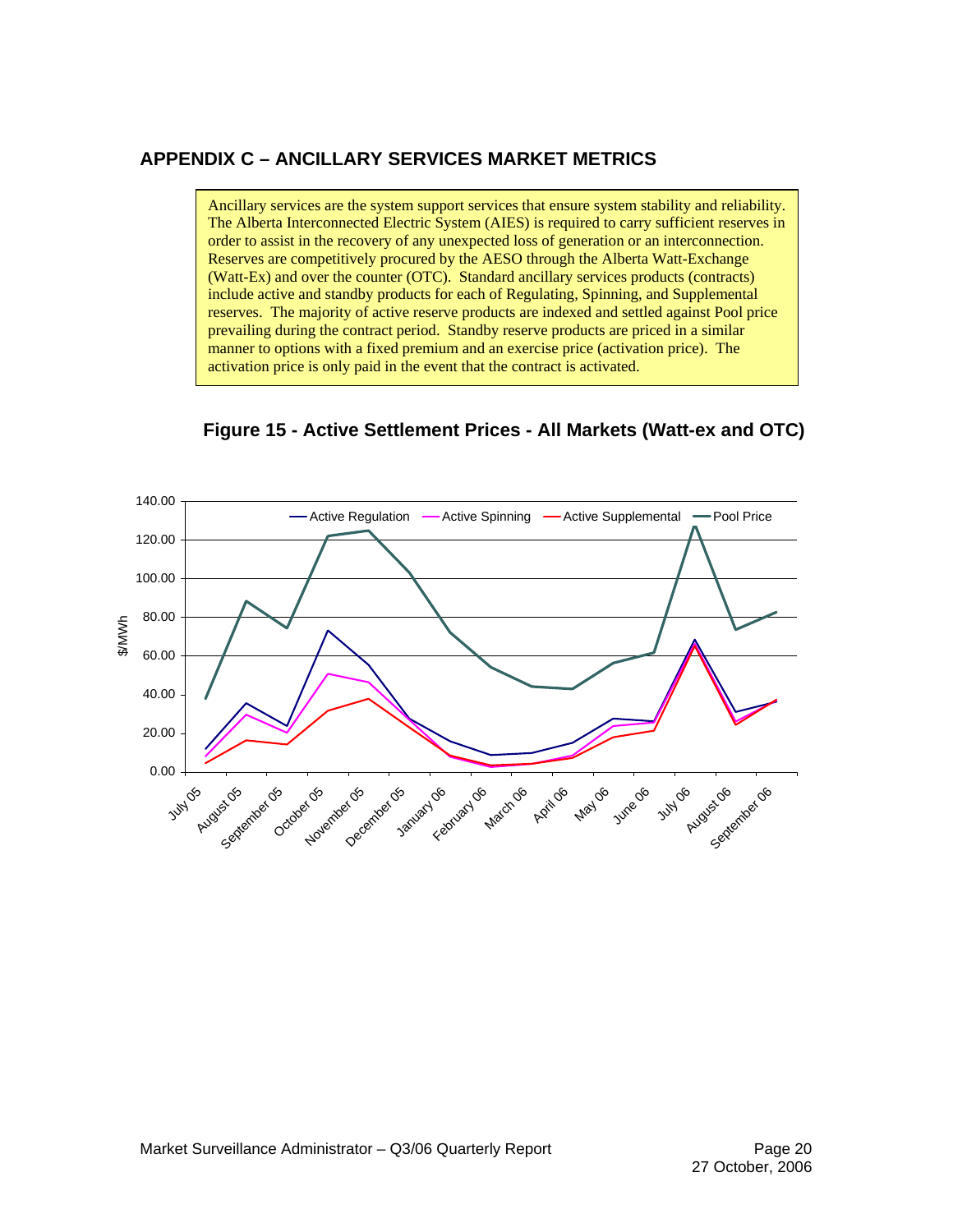## APPENDIX C – ANCILLARY SERVICES MARKET METRICS

Ancillary services are the system support services that ensure system stability and reliability. The Alberta Interconnected Electric System (AIES) is required to carry sufficient reserves in order to assist in the recovery of any unexpected loss of generation or an interconnection. Reserves are competitively procured by the AESO through the Alberta Watt-Exchange (Watt-Ex) and over the counter (OTC). Standard ancillary services products (contracts) include active and standby products for each of Regulating, Spinning, and Supplemental reserves. The majority of active reserve products are indexed and settled against Pool price prevailing during the contract period. Standby reserve products are priced in a similar manner to options with a fixed premium and an exercise price (activation price). The activation price is only paid in the event that the contract is activated.

**Figure 15 - Active Settlement Prices - All Markets (Watt-ex and OTC)**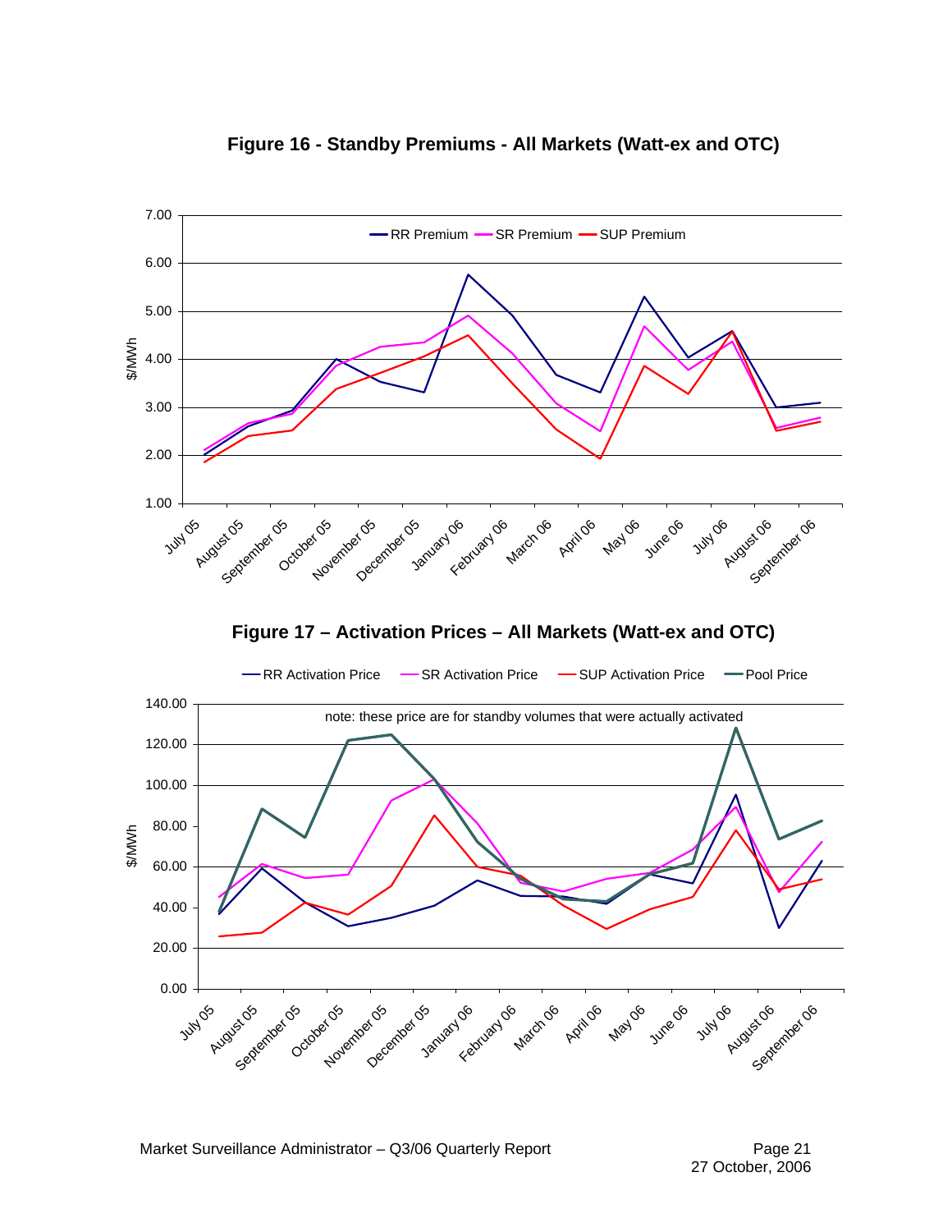**Figure 16 - Standby Premiums - All Markets (Watt-ex and OTC)**

**Figure 17 – Activation Prices – All Markets (Watt-ex and OTC)**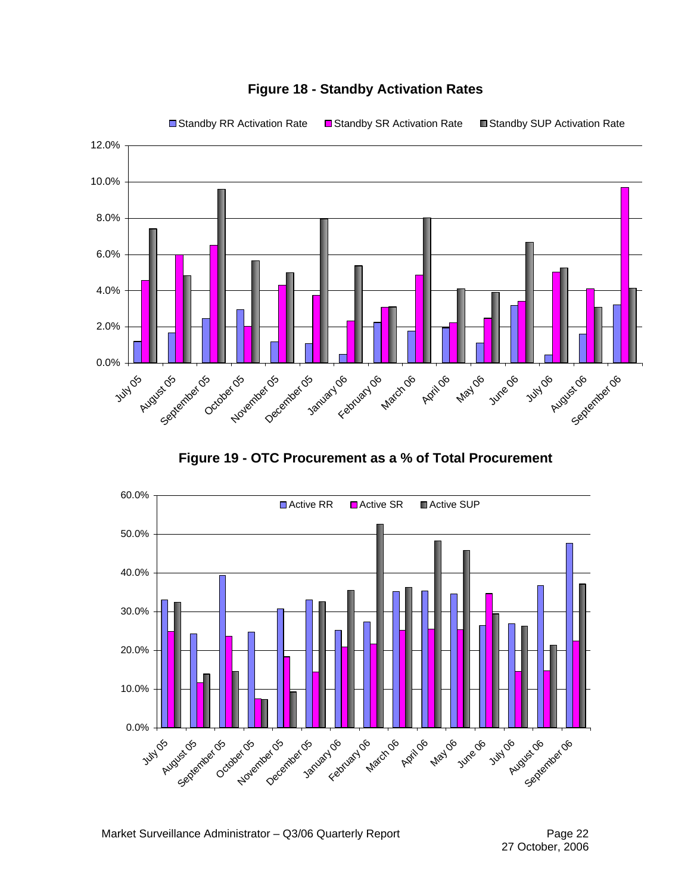**Figure 18 - Standby Activation Rates**

**Figure 19 - OTC Procurement as a % of Total Procurement**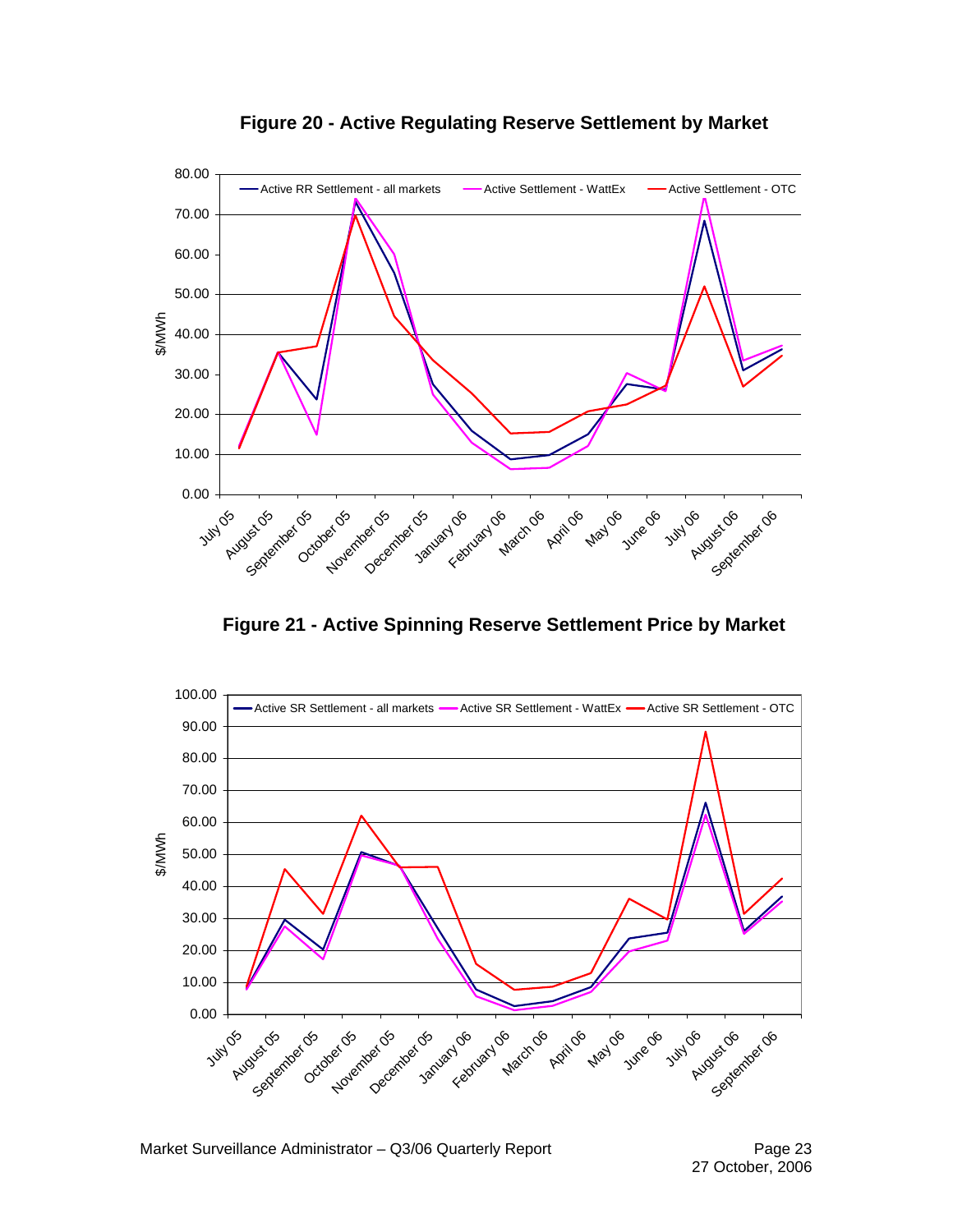**Figure 20 - Active Regulating Reserve Settlement by Market**

**Figure 21 - Active Spinning Reserve Settlement Price by Market**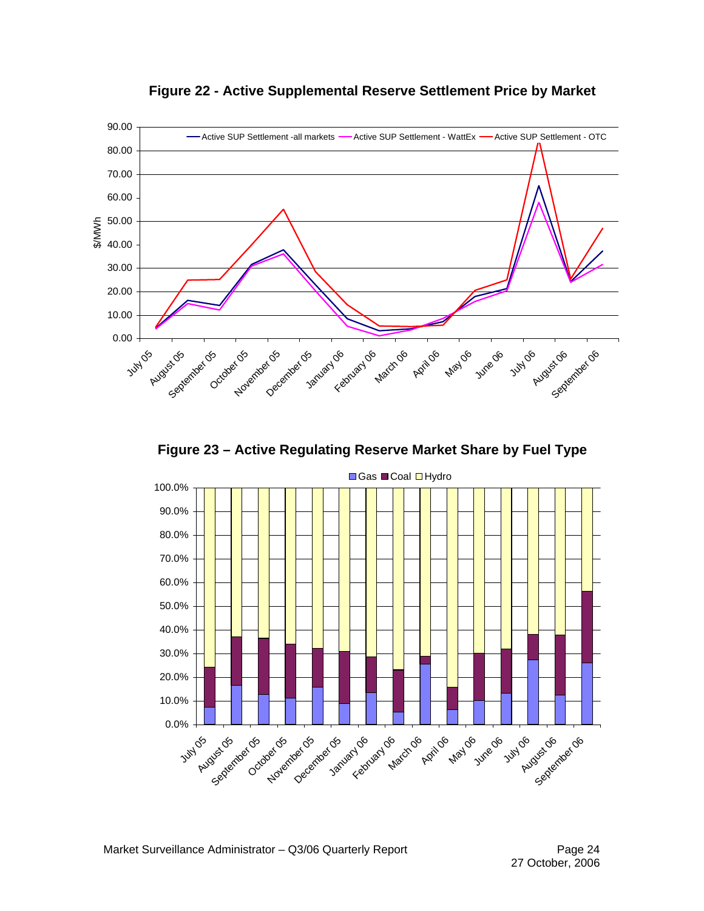**Figure 22 - Active Supplemental Reserve Settlement Price by Market**

**Figure 23 – Active Regulating Reserve Market Share by Fuel Type**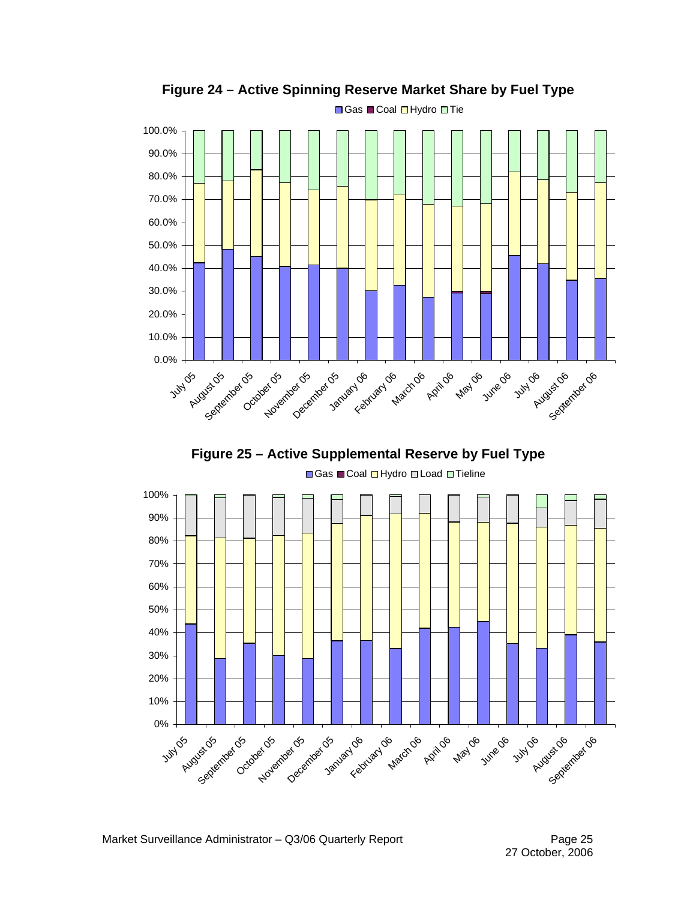**Figure 24 – Active Spinning Reserve Market Share by Fuel Type**

Gas Coal Hydro Tie

100.0%
90.0%
80.0%
70.0%
60.0%
50.0%
40.0%
30.0%
20.0%
10.0%
0.0%

July 05, August 05, September 05, October 05, November 05, December 05, January 06, February 06, March 06, April 06, May 06, June 06, July 06, August 06, September 06

**Figure 25 – Active Supplemental Reserve by Fuel Type**

Gas Coal Hydro Load Tieline

100%
90%
80%
70%
60%
50%
40%
30%
20%
10%
0%

July 05, August 05, September 05, October 05, November 05, December 05, January 06, February 06, March 06, April 06, May 06, June 06, July 06, August 06, September 06